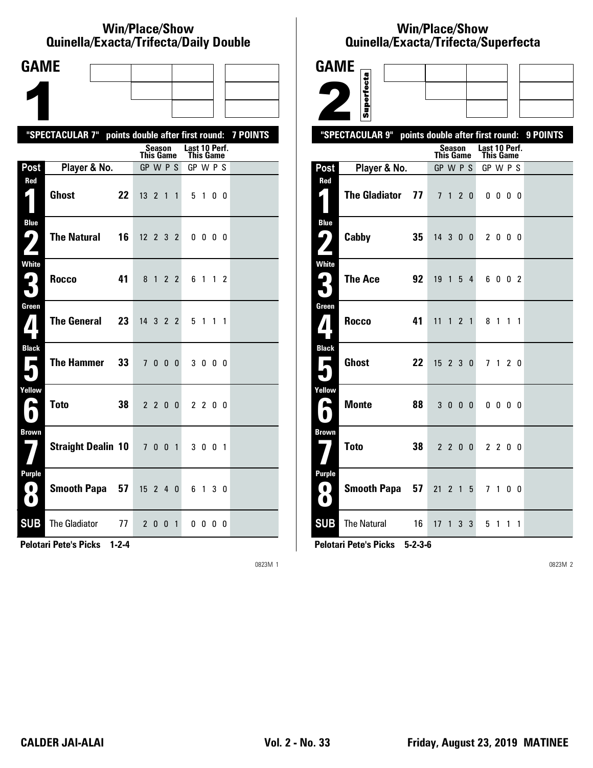# Win/Place/Show Quinella/Exacta/Trifecta/Daily Double

## GAME 1

**"SPECTACULAR 7" points double after first round: 7 POINTS**

| Post | Player & No. | | Season This Game GP W P S | Last 10 Perf. This Game GP W P S |
|---|---|---|---|---|
| Red 1 | Ghost | 22 | 13 2 1 1 | 5 1 0 0 |
| Blue 2 | The Natural | 16 | 12 2 3 2 | 0 0 0 0 |
| White 3 | Rocco | 41 | 8 1 2 2 | 6 1 1 2 |
| Green 4 | The General | 23 | 14 3 2 2 | 5 1 1 1 |
| Black 5 | The Hammer | 33 | 7 0 0 0 | 3 0 0 0 |
| Yellow 6 | Toto | 38 | 2 2 0 0 | 2 2 0 0 |
| Brown 7 | Straight Dealin | 10 | 7 0 0 1 | 3 0 0 1 |
| Purple 8 | Smooth Papa | 57 | 15 2 4 0 | 6 1 3 0 |
| SUB | The Gladiator | 77 | 2 0 0 1 | 0 0 0 0 |

**Pelotari Pete's Picks 1-2-4**

0823M 1

# Win/Place/Show Quinella/Exacta/Trifecta/Superfecta

## GAME 2 (Superfecta)

**"SPECTACULAR 9" points double after first round: 9 POINTS**

| Post | Player & No. | | Season This Game GP W P S | Last 10 Perf. This Game GP W P S |
|---|---|---|---|---|
| Red 1 | The Gladiator | 77 | 7 1 2 0 | 0 0 0 0 |
| Blue 2 | Cabby | 35 | 14 3 0 0 | 2 0 0 0 |
| White 3 | The Ace | 92 | 19 1 5 4 | 6 0 0 2 |
| Green 4 | Rocco | 41 | 11 1 2 1 | 8 1 1 1 |
| Black 5 | Ghost | 22 | 15 2 3 0 | 7 1 2 0 |
| Yellow 6 | Monte | 88 | 3 0 0 0 | 0 0 0 0 |
| Brown 7 | Toto | 38 | 2 2 0 0 | 2 2 0 0 |
| Purple 8 | Smooth Papa | 57 | 21 2 1 5 | 7 1 0 0 |
| SUB | The Natural | 16 | 17 1 3 3 | 5 1 1 1 |

**Pelotari Pete's Picks 5-2-3-6**

0823M 2

CALDER JAI-ALAI — Vol. 2 - No. 33 — Friday, August 23, 2019 MATINEE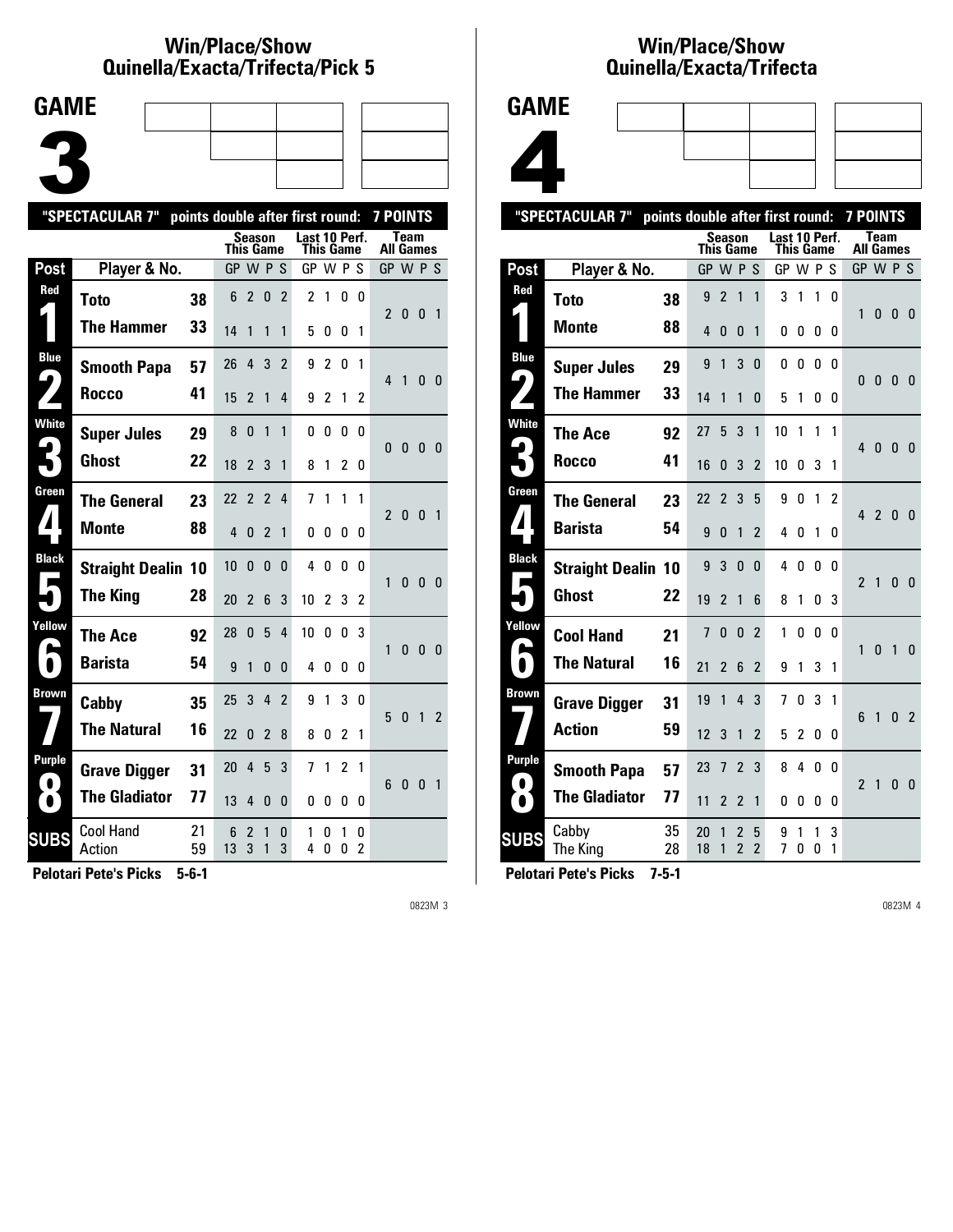# Win/Place/Show Quinella/Exacta/Trifecta/Pick 5

## GAME 3

"SPECTACULAR 7" points double after first round: 7 POINTS

| Post | Player & No. | | Season This Game GP W P S | Last 10 Perf. This Game GP W P S | Team All Games GP W P S |
|---|---|---|---|---|---|
| Red 1 | Toto | 38 | 6 2 0 2 | 2 1 0 0 | 2 0 0 1 |
| | The Hammer | 33 | 14 1 1 1 | 5 0 0 1 | |
| Blue 2 | Smooth Papa | 57 | 26 4 3 2 | 9 2 0 1 | 4 1 0 0 |
| | Rocco | 41 | 15 2 1 4 | 9 2 1 2 | |
| White 3 | Super Jules | 29 | 8 0 1 1 | 0 0 0 0 | 0 0 0 0 |
| | Ghost | 22 | 18 2 3 1 | 8 1 2 0 | |
| Green 4 | The General | 23 | 22 2 2 4 | 7 1 1 1 | 2 0 0 1 |
| | Monte | 88 | 4 0 2 1 | 0 0 0 0 | |
| Black 5 | Straight Dealin | 10 | 10 0 0 0 | 4 0 0 0 | 1 0 0 0 |
| | The King | 28 | 20 2 6 3 | 10 2 3 2 | |
| Yellow 6 | The Ace | 92 | 28 0 5 4 | 10 0 0 3 | 1 0 0 0 |
| | Barista | 54 | 9 1 0 0 | 4 0 0 0 | |
| Brown 7 | Cabby | 35 | 25 3 4 2 | 9 1 3 0 | 5 0 1 2 |
| | The Natural | 16 | 22 0 2 8 | 8 0 2 1 | |
| Purple 8 | Grave Digger | 31 | 20 4 5 3 | 7 1 2 1 | 6 0 0 1 |
| | The Gladiator | 77 | 13 4 0 0 | 0 0 0 0 | |
| SUBS | Cool Hand | 21 | 6 2 1 0 | 1 0 1 0 | |
| | Action | 59 | 13 3 1 3 | 4 0 0 2 | |

**Pelotari Pete's Picks 5-6-1**

# Win/Place/Show Quinella/Exacta/Trifecta

## GAME 4

"SPECTACULAR 7" points double after first round: 7 POINTS

| Post | Player & No. | | Season This Game GP W P S | Last 10 Perf. This Game GP W P S | Team All Games GP W P S |
|---|---|---|---|---|---|
| Red 1 | Toto | 38 | 9 2 1 1 | 3 1 1 0 | 1 0 0 0 |
| | Monte | 88 | 4 0 0 1 | 0 0 0 0 | |
| Blue 2 | Super Jules | 29 | 9 1 3 0 | 0 0 0 0 | 0 0 0 0 |
| | The Hammer | 33 | 14 1 1 0 | 5 1 0 0 | |
| White 3 | The Ace | 92 | 27 5 3 1 | 10 1 1 1 | 4 0 0 0 |
| | Rocco | 41 | 16 0 3 2 | 10 0 3 1 | |
| Green 4 | The General | 23 | 22 2 3 5 | 9 0 1 2 | 4 2 0 0 |
| | Barista | 54 | 9 0 1 2 | 4 0 1 0 | |
| Black 5 | Straight Dealin | 10 | 9 3 0 0 | 4 0 0 0 | 2 1 0 0 |
| | Ghost | 22 | 19 2 1 6 | 8 1 0 3 | |
| Yellow 6 | Cool Hand | 21 | 7 0 0 2 | 1 0 0 0 | 1 0 1 0 |
| | The Natural | 16 | 21 2 6 2 | 9 1 3 1 | |
| Brown 7 | Grave Digger | 31 | 19 1 4 3 | 7 0 3 1 | 6 1 0 2 |
| | Action | 59 | 12 3 1 2 | 5 2 0 0 | |
| Purple 8 | Smooth Papa | 57 | 23 7 2 3 | 8 4 0 0 | 2 1 0 0 |
| | The Gladiator | 77 | 11 2 2 1 | 0 0 0 0 | |
| SUBS | Cabby | 35 | 20 1 2 5 | 9 1 1 3 | |
| | The King | 28 | 18 1 2 2 | 7 0 0 1 | |

**Pelotari Pete's Picks 7-5-1**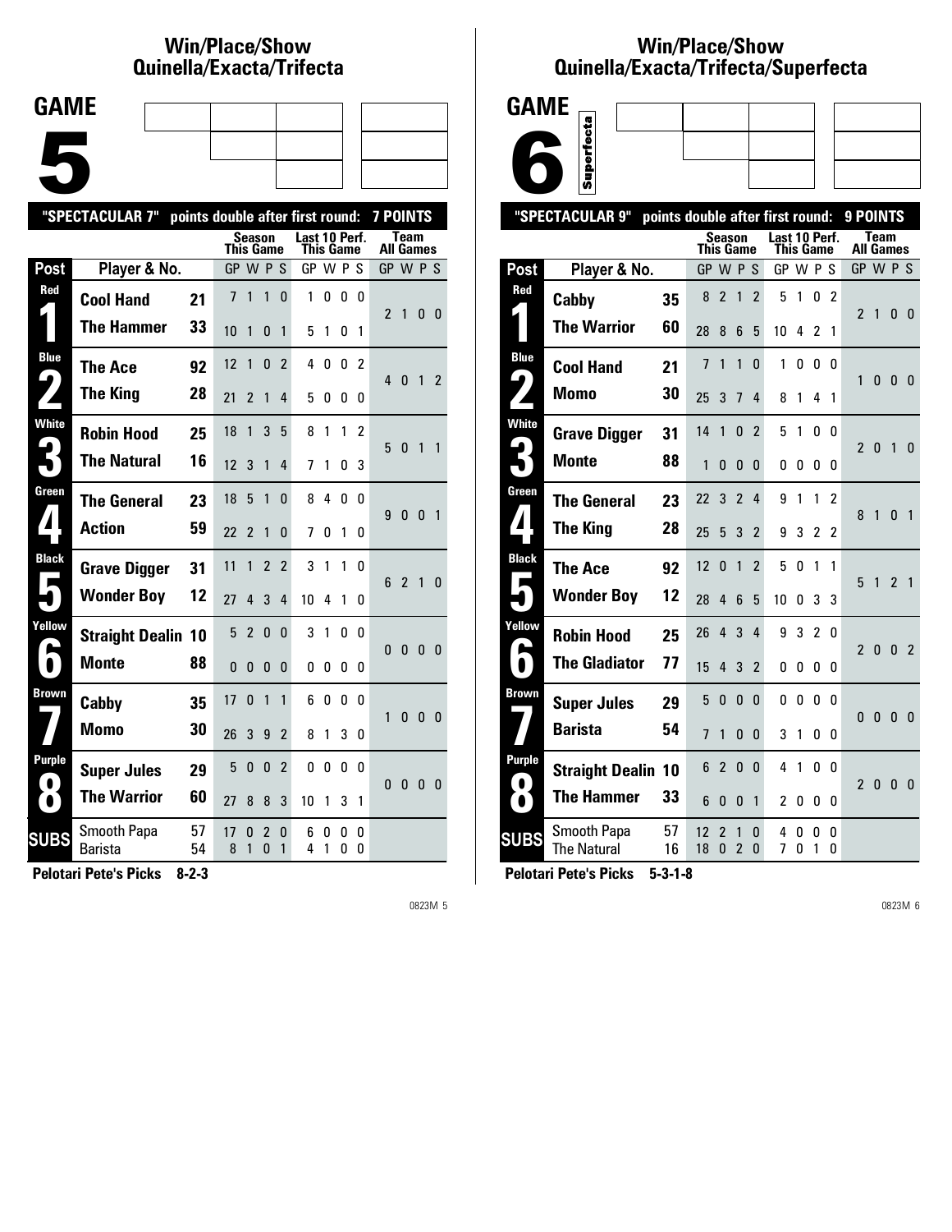## Win/Place/Show Quinella/Exacta/Trifecta

# GAME 5

**"SPECTACULAR 7" points double after first round: 7 POINTS**

| Post | Player & No. | | Season This Game GP | W | P | S | Last 10 Perf. This Game GP | W | P | S | Team All Games GP | W | P | S |
|---|---|---|---|---|---|---|---|---|---|---|---|---|---|---|
| Red 1 | Cool Hand | 21 | 7 | 1 | 1 | 0 | 1 | 0 | 0 | 0 | 2 | 1 | 0 | 0 |
| | The Hammer | 33 | 10 | 1 | 0 | 1 | 5 | 1 | 0 | 1 | | | | |
| Blue 2 | The Ace | 92 | 12 | 1 | 0 | 2 | 4 | 0 | 0 | 2 | 4 | 0 | 1 | 2 |
| | The King | 28 | 21 | 2 | 1 | 4 | 5 | 0 | 0 | 0 | | | | |
| White 3 | Robin Hood | 25 | 18 | 1 | 3 | 5 | 8 | 1 | 1 | 2 | 5 | 0 | 1 | 1 |
| | The Natural | 16 | 12 | 3 | 1 | 4 | 7 | 1 | 0 | 3 | | | | |
| Green 4 | The General | 23 | 18 | 5 | 1 | 0 | 8 | 4 | 0 | 0 | 9 | 0 | 0 | 1 |
| | Action | 59 | 22 | 2 | 1 | 0 | 7 | 0 | 1 | 0 | | | | |
| Black 5 | Grave Digger | 31 | 11 | 1 | 2 | 2 | 3 | 1 | 1 | 0 | 6 | 2 | 1 | 0 |
| | Wonder Boy | 12 | 27 | 4 | 3 | 4 | 10 | 4 | 1 | 0 | | | | |
| Yellow 6 | Straight Dealin | 10 | 5 | 2 | 0 | 0 | 3 | 1 | 0 | 0 | 0 | 0 | 0 | 0 |
| | Monte | 88 | 0 | 0 | 0 | 0 | 0 | 0 | 0 | 0 | | | | |
| Brown 7 | Cabby | 35 | 17 | 0 | 1 | 1 | 6 | 0 | 0 | 0 | 1 | 0 | 0 | 0 |
| | Momo | 30 | 26 | 3 | 9 | 2 | 8 | 1 | 3 | 0 | | | | |
| Purple 8 | Super Jules | 29 | 5 | 0 | 0 | 2 | 0 | 0 | 0 | 0 | 0 | 0 | 0 | 0 |
| | The Warrior | 60 | 27 | 8 | 8 | 3 | 10 | 1 | 3 | 1 | | | | |
| SUBS | Smooth Papa | 57 | 17 | 0 | 2 | 0 | 6 | 0 | 0 | 0 | | | | |
| | Barista | 54 | 8 | 1 | 0 | 1 | 4 | 1 | 0 | 0 | | | | |

**Pelotari Pete's Picks 8-2-3**

## Win/Place/Show Quinella/Exacta/Trifecta/Superfecta

# GAME 6

Superfecta

**"SPECTACULAR 9" points double after first round: 9 POINTS**

| Post | Player & No. | | Season This Game GP | W | P | S | Last 10 Perf. This Game GP | W | P | S | Team All Games GP | W | P | S |
|---|---|---|---|---|---|---|---|---|---|---|---|---|---|---|
| Red 1 | Cabby | 35 | 8 | 2 | 1 | 2 | 5 | 1 | 0 | 2 | 2 | 1 | 0 | 0 |
| | The Warrior | 60 | 28 | 8 | 6 | 5 | 10 | 4 | 2 | 1 | | | | |
| Blue 2 | Cool Hand | 21 | 7 | 1 | 1 | 0 | 1 | 0 | 0 | 0 | 1 | 0 | 0 | 0 |
| | Momo | 30 | 25 | 3 | 7 | 4 | 8 | 1 | 4 | 1 | | | | |
| White 3 | Grave Digger | 31 | 14 | 1 | 0 | 2 | 5 | 1 | 0 | 0 | 2 | 0 | 1 | 0 |
| | Monte | 88 | 1 | 0 | 0 | 0 | 0 | 0 | 0 | 0 | | | | |
| Green 4 | The General | 23 | 22 | 3 | 2 | 4 | 9 | 1 | 1 | 2 | 8 | 1 | 0 | 1 |
| | The King | 28 | 25 | 5 | 3 | 2 | 9 | 3 | 2 | 2 | | | | |
| Black 5 | The Ace | 92 | 12 | 0 | 1 | 2 | 5 | 0 | 1 | 1 | 5 | 1 | 2 | 1 |
| | Wonder Boy | 12 | 28 | 4 | 6 | 5 | 10 | 0 | 3 | 3 | | | | |
| Yellow 6 | Robin Hood | 25 | 26 | 4 | 3 | 4 | 9 | 3 | 2 | 0 | 2 | 0 | 0 | 2 |
| | The Gladiator | 77 | 15 | 4 | 3 | 2 | 0 | 0 | 0 | 0 | | | | |
| Brown 7 | Super Jules | 29 | 5 | 0 | 0 | 0 | 0 | 0 | 0 | 0 | 0 | 0 | 0 | 0 |
| | Barista | 54 | 7 | 1 | 0 | 0 | 3 | 1 | 0 | 0 | | | | |
| Purple 8 | Straight Dealin | 10 | 6 | 2 | 0 | 0 | 4 | 1 | 0 | 0 | 2 | 0 | 0 | 0 |
| | The Hammer | 33 | 6 | 0 | 0 | 1 | 2 | 0 | 0 | 0 | | | | |
| SUBS | Smooth Papa | 57 | 12 | 2 | 1 | 0 | 4 | 0 | 0 | 0 | | | | |
| | The Natural | 16 | 18 | 0 | 2 | 0 | 7 | 0 | 1 | 0 | | | | |

**Pelotari Pete's Picks 5-3-1-8**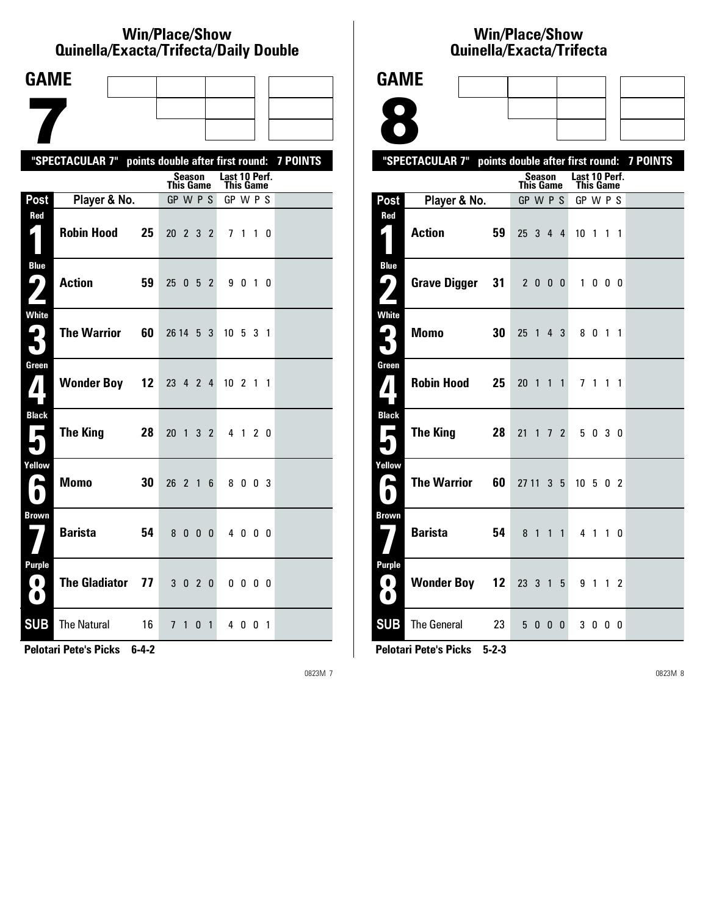## Win/Place/Show
## Quinella/Exacta/Trifecta/Daily Double

# GAME 7

**"SPECTACULAR 7" points double after first round: 7 POINTS**

| Post | Player & No. | | Season This Game GP W P S | Last 10 Perf. This Game GP W P S |
|---|---|---|---|---|
| Red 1 | **Robin Hood** | **25** | 20 2 3 2 | 7 1 1 0 |
| Blue 2 | **Action** | **59** | 25 0 5 2 | 9 0 1 0 |
| White 3 | **The Warrior** | **60** | 26 14 5 3 | 10 5 3 1 |
| Green 4 | **Wonder Boy** | **12** | 23 4 2 4 | 10 2 1 1 |
| Black 5 | **The King** | **28** | 20 1 3 2 | 4 1 2 0 |
| Yellow 6 | **Momo** | **30** | 26 2 1 6 | 8 0 0 3 |
| Brown 7 | **Barista** | **54** | 8 0 0 0 | 4 0 0 0 |
| Purple 8 | **The Gladiator** | **77** | 3 0 2 0 | 0 0 0 0 |
| SUB | The Natural | 16 | 7 1 0 1 | 4 0 0 1 |

**Pelotari Pete's Picks 6-4-2**

0823M 7

## Win/Place/Show
## Quinella/Exacta/Trifecta

# GAME 8

**"SPECTACULAR 7" points double after first round: 7 POINTS**

| Post | Player & No. | | Season This Game GP W P S | Last 10 Perf. This Game GP W P S |
|---|---|---|---|---|
| Red 1 | **Action** | **59** | 25 3 4 4 | 10 1 1 1 |
| Blue 2 | **Grave Digger** | **31** | 2 0 0 0 | 1 0 0 0 |
| White 3 | **Momo** | **30** | 25 1 4 3 | 8 0 1 1 |
| Green 4 | **Robin Hood** | **25** | 20 1 1 1 | 7 1 1 1 |
| Black 5 | **The King** | **28** | 21 1 7 2 | 5 0 3 0 |
| Yellow 6 | **The Warrior** | **60** | 27 11 3 5 | 10 5 0 2 |
| Brown 7 | **Barista** | **54** | 8 1 1 1 | 4 1 1 0 |
| Purple 8 | **Wonder Boy** | **12** | 23 3 1 5 | 9 1 1 2 |
| SUB | The General | 23 | 5 0 0 0 | 3 0 0 0 |

**Pelotari Pete's Picks 5-2-3**

0823M 8